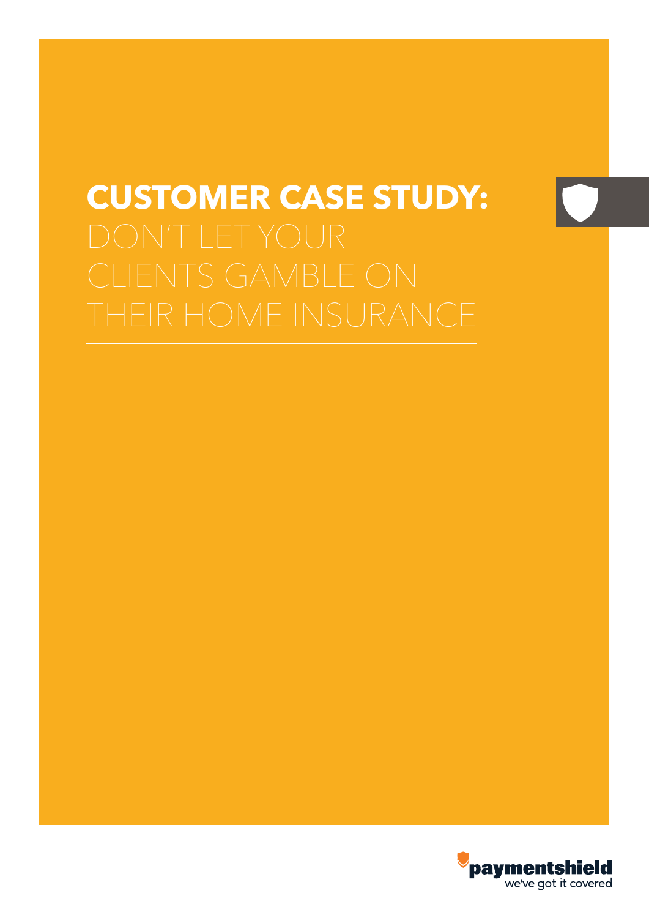# CUSTOMER CASE STUDY: DON'T LET YOUR CLIENTS GAMBLE ON THEIR HOME INSURANCE

paymentshield

we've got it covered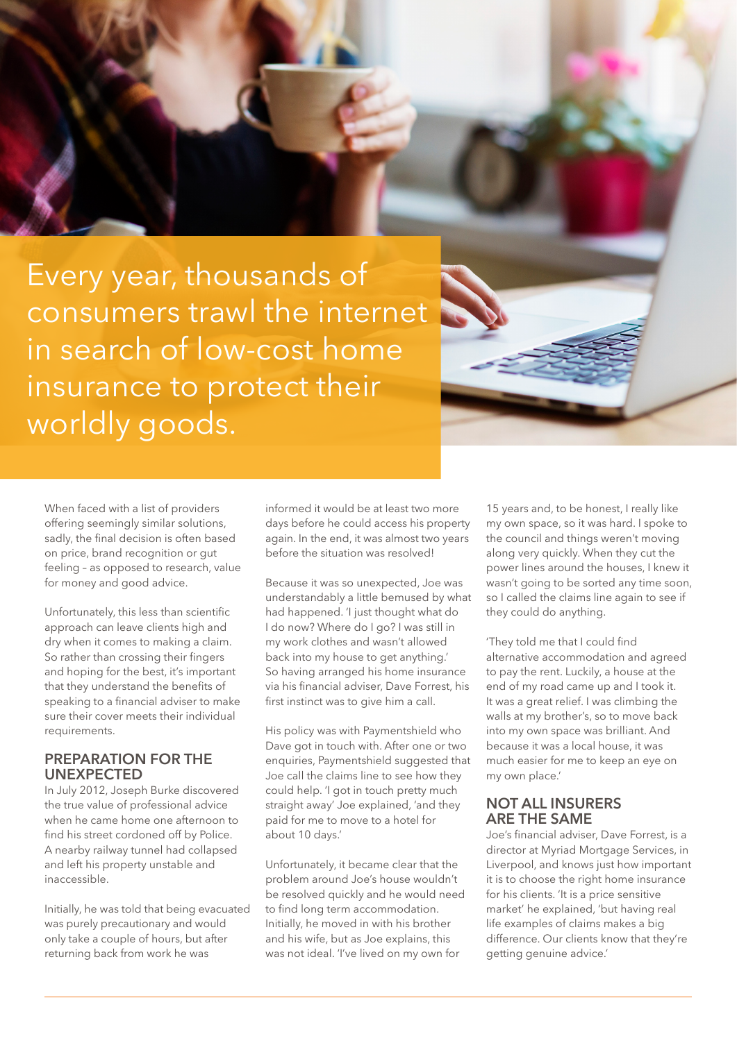Every year, thousands of consumers trawl the internet in search of low-cost home insurance to protect their worldly goods.

When faced with a list of providers offering seemingly similar solutions, sadly, the final decision is often based on price, brand recognition or gut feeling – as opposed to research, value for money and good advice.

Unfortunately, this less than scientific approach can leave clients high and dry when it comes to making a claim. So rather than crossing their fingers and hoping for the best, it's important that they understand the benefits of speaking to a financial adviser to make sure their cover meets their individual requirements.

## PREPARATION FOR THE UNEXPECTED

In July 2012, Joseph Burke discovered the true value of professional advice when he came home one afternoon to find his street cordoned off by Police. A nearby railway tunnel had collapsed and left his property unstable and inaccessible.

Initially, he was told that being evacuated was purely precautionary and would only take a couple of hours, but after returning back from work he was informed it would be at least two more days before he could access his property again. In the end, it was almost two years before the situation was resolved!

Because it was so unexpected, Joe was understandably a little bemused by what had happened. 'I just thought what do I do now? Where do I go? I was still in my work clothes and wasn't allowed back into my house to get anything.' So having arranged his home insurance via his financial adviser, Dave Forrest, his first instinct was to give him a call.

His policy was with Paymentshield who Dave got in touch with. After one or two enquiries, Paymentshield suggested that Joe call the claims line to see how they could help. 'I got in touch pretty much straight away' Joe explained, 'and they paid for me to move to a hotel for about 10 days.'

Unfortunately, it became clear that the problem around Joe's house wouldn't be resolved quickly and he would need to find long term accommodation. Initially, he moved in with his brother and his wife, but as Joe explains, this was not ideal. 'I've lived on my own for 15 years and, to be honest, I really like my own space, so it was hard. I spoke to the council and things weren't moving along very quickly. When they cut the power lines around the houses, I knew it wasn't going to be sorted any time soon, so I called the claims line again to see if they could do anything.

'They told me that I could find alternative accommodation and agreed to pay the rent. Luckily, a house at the end of my road came up and I took it. It was a great relief. I was climbing the walls at my brother's, so to move back into my own space was brilliant. And because it was a local house, it was much easier for me to keep an eye on my own place.'

## NOT ALL INSURERS ARE THE SAME

Joe's financial adviser, Dave Forrest, is a director at Myriad Mortgage Services, in Liverpool, and knows just how important it is to choose the right home insurance for his clients. 'It is a price sensitive market' he explained, 'but having real life examples of claims makes a big difference. Our clients know that they're getting genuine advice.'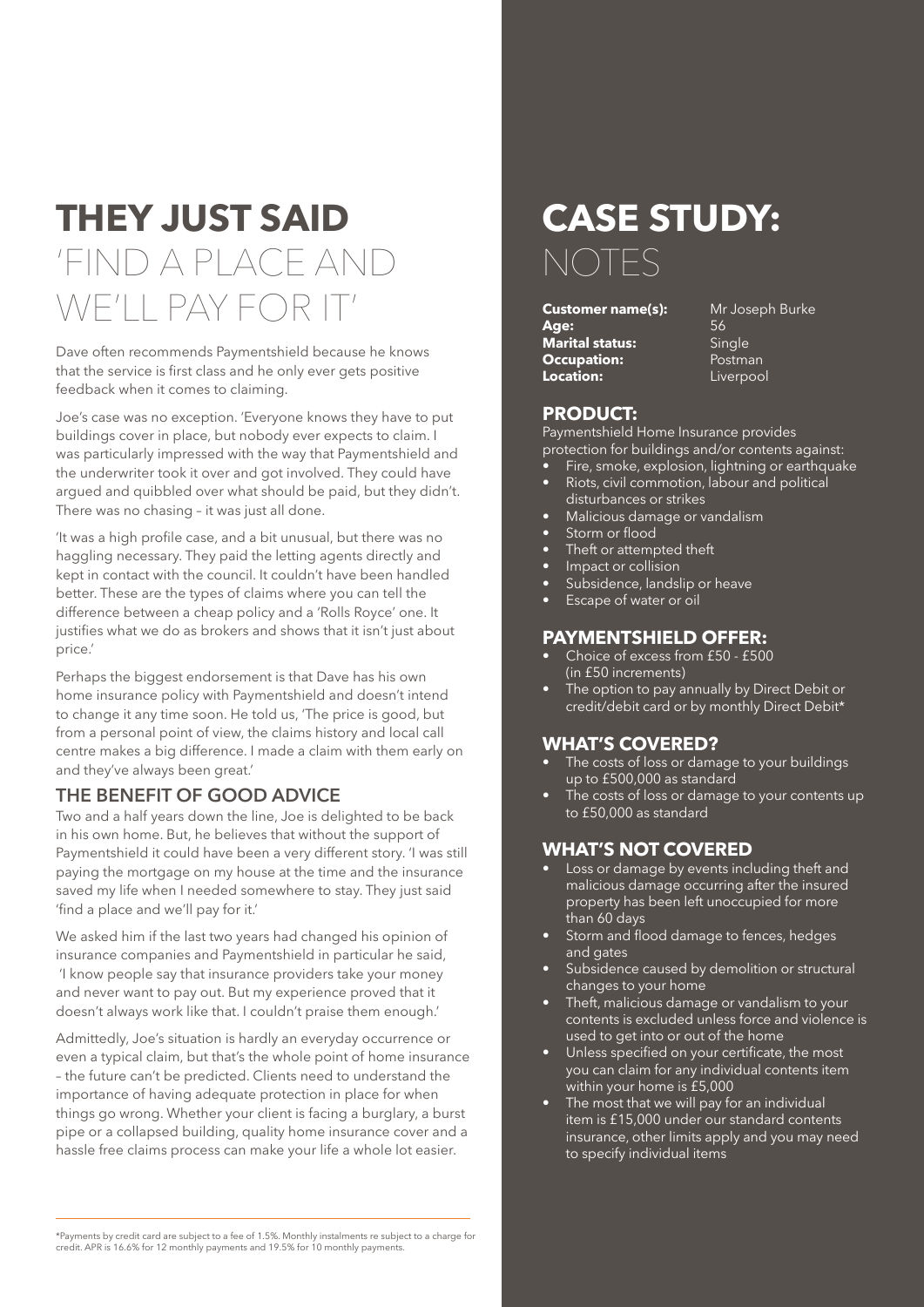# THEY JUST SAID 'FIND A PLACE AND WE'LL PAY FOR IT'

Dave often recommends Paymentshield because he knows that the service is first class and he only ever gets positive feedback when it comes to claiming.

Joe's case was no exception. 'Everyone knows they have to put buildings cover in place, but nobody ever expects to claim. I was particularly impressed with the way that Paymentshield and the underwriter took it over and got involved. They could have argued and quibbled over what should be paid, but they didn't. There was no chasing – it was just all done.

'It was a high profile case, and a bit unusual, but there was no haggling necessary. They paid the letting agents directly and kept in contact with the council. It couldn't have been handled better. These are the types of claims where you can tell the difference between a cheap policy and a 'Rolls Royce' one. It justifies what we do as brokers and shows that it isn't just about price.'

Perhaps the biggest endorsement is that Dave has his own home insurance policy with Paymentshield and doesn't intend to change it any time soon. He told us, 'The price is good, but from a personal point of view, the claims history and local call centre makes a big difference. I made a claim with them early on and they've always been great.'

## THE BENEFIT OF GOOD ADVICE

Two and a half years down the line, Joe is delighted to be back in his own home. But, he believes that without the support of Paymentshield it could have been a very different story. 'I was still paying the mortgage on my house at the time and the insurance saved my life when I needed somewhere to stay. They just said 'find a place and we'll pay for it.'

We asked him if the last two years had changed his opinion of insurance companies and Paymentshield in particular he said, 'I know people say that insurance providers take your money and never want to pay out. But my experience proved that it doesn't always work like that. I couldn't praise them enough.'

Admittedly, Joe's situation is hardly an everyday occurrence or even a typical claim, but that's the whole point of home insurance – the future can't be predicted. Clients need to understand the importance of having adequate protection in place for when things go wrong. Whether your client is facing a burglary, a burst pipe or a collapsed building, quality home insurance cover and a hassle free claims process can make your life a whole lot easier.

\*Payments by credit card are subject to a fee of 1.5%. Monthly instalments re subject to a charge for credit. APR is 16.6% for 12 monthly payments and 19.5% for 10 monthly payments.

# CASE STUDY: NOTES

**Customer name(s):** Mr Joseph Burke
**Age:** 56
**Marital status:** Single
**Occupation:** Postman
**Location:** Liverpool

### PRODUCT:

Paymentshield Home Insurance provides protection for buildings and/or contents against:

- Fire, smoke, explosion, lightning or earthquake
- Riots, civil commotion, labour and political disturbances or strikes
- Malicious damage or vandalism
- Storm or flood
- Theft or attempted theft
- Impact or collision
- Subsidence, landslip or heave
- Escape of water or oil

### PAYMENTSHIELD OFFER:

- Choice of excess from £50 - £500 (in £50 increments)
- The option to pay annually by Direct Debit or credit/debit card or by monthly Direct Debit\*

### WHAT'S COVERED?

- The costs of loss or damage to your buildings up to £500,000 as standard
- The costs of loss or damage to your contents up to £50,000 as standard

### WHAT'S NOT COVERED

- Loss or damage by events including theft and malicious damage occurring after the insured property has been left unoccupied for more than 60 days
- Storm and flood damage to fences, hedges and gates
- Subsidence caused by demolition or structural changes to your home
- Theft, malicious damage or vandalism to your contents is excluded unless force and violence is used to get into or out of the home
- Unless specified on your certificate, the most you can claim for any individual contents item within your home is £5,000
- The most that we will pay for an individual item is £15,000 under our standard contents insurance, other limits apply and you may need to specify individual items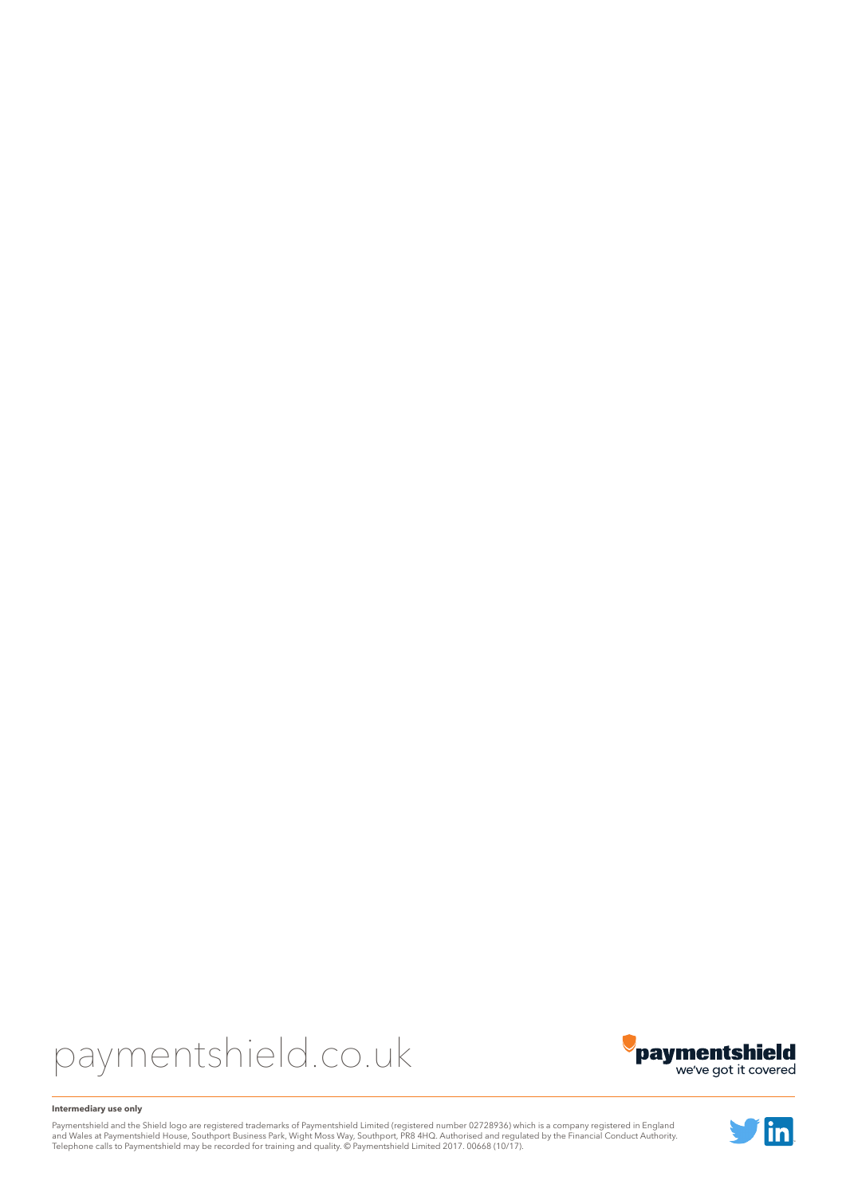paymentshield.co.uk

paymentshield
we've got it covered

**Intermediary use only**

Paymentshield and the Shield logo are registered trademarks of Paymentshield Limited (registered number 02728936) which is a company registered in England and Wales at Paymentshield House, Southport Business Park, Wight Moss Way, Southport, PR8 4HQ. Authorised and regulated by the Financial Conduct Authority. Telephone calls to Paymentshield may be recorded for training and quality. © Paymentshield Limited 2017. 00668 (10/17).